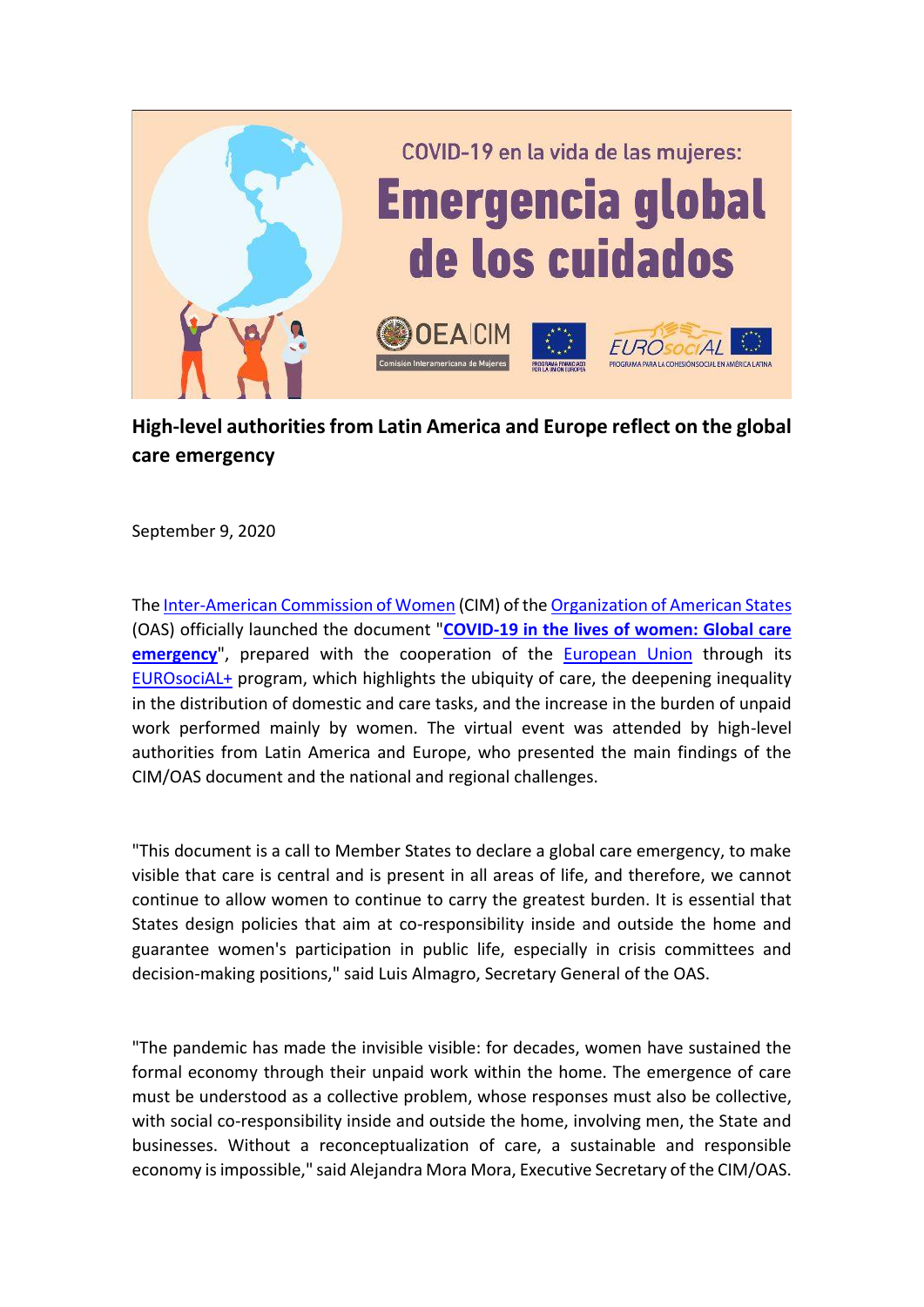COVID-19 en la vida de las mujeres:

**Emergencia global de los cuidados**

OEA | CIM Comisión Interamericana de Mujeres

PROGRAMA FINANCIADO POR LA UNIÓN EUROPEA

EUROsociAL PROGRAMA PARA LA COHESIÓN SOCIAL EN AMÉRICA LATINA

## High-level authorities from Latin America and Europe reflect on the global care emergency

September 9, 2020

The [Inter-American Commission of Women](#) (CIM) of the [Organization of American States](#) (OAS) officially launched the document "**[COVID-19 in the lives of women: Global care emergency](#)**", prepared with the cooperation of the [European Union](#) through its [EUROsociAL+](#) program, which highlights the ubiquity of care, the deepening inequality in the distribution of domestic and care tasks, and the increase in the burden of unpaid work performed mainly by women. The virtual event was attended by high-level authorities from Latin America and Europe, who presented the main findings of the CIM/OAS document and the national and regional challenges.

"This document is a call to Member States to declare a global care emergency, to make visible that care is central and is present in all areas of life, and therefore, we cannot continue to allow women to continue to carry the greatest burden. It is essential that States design policies that aim at co-responsibility inside and outside the home and guarantee women's participation in public life, especially in crisis committees and decision-making positions," said Luis Almagro, Secretary General of the OAS.

"The pandemic has made the invisible visible: for decades, women have sustained the formal economy through their unpaid work within the home. The emergence of care must be understood as a collective problem, whose responses must also be collective, with social co-responsibility inside and outside the home, involving men, the State and businesses. Without a reconceptualization of care, a sustainable and responsible economy is impossible," said Alejandra Mora Mora, Executive Secretary of the CIM/OAS.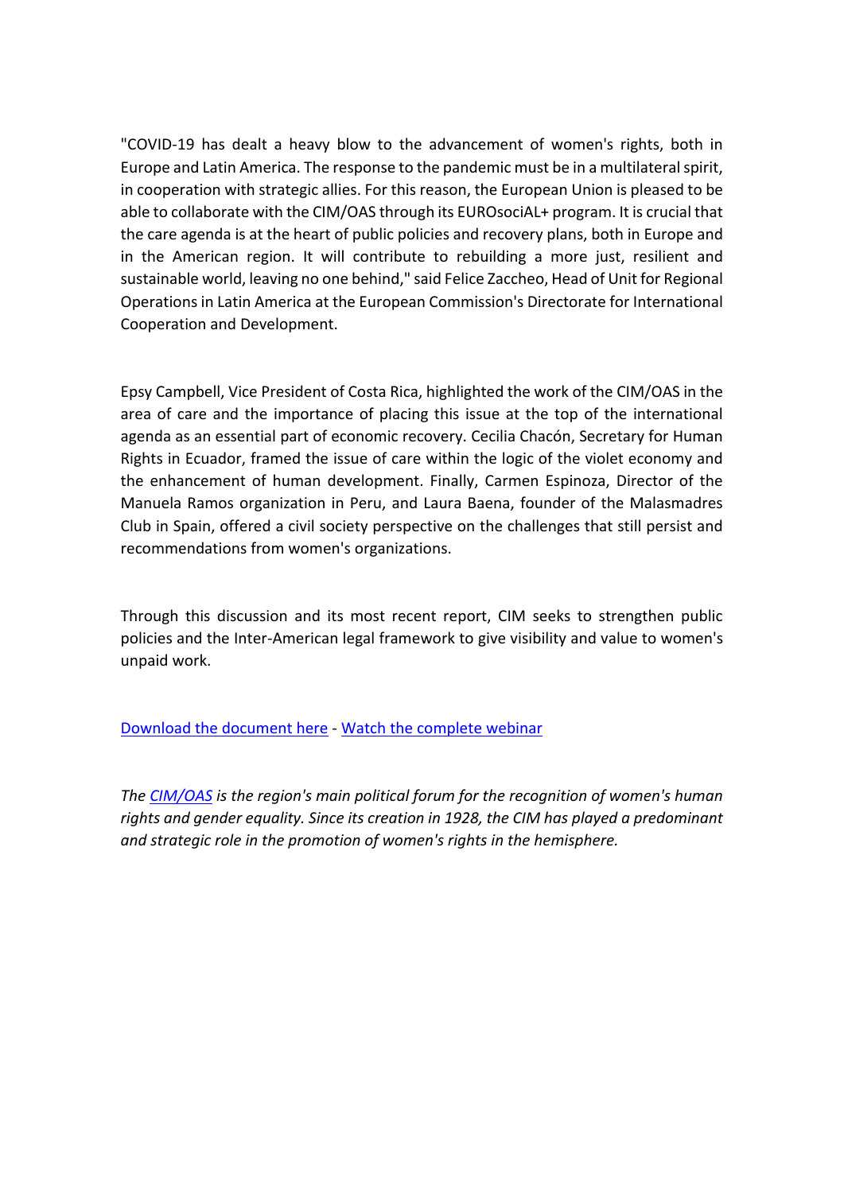"COVID-19 has dealt a heavy blow to the advancement of women's rights, both in Europe and Latin America. The response to the pandemic must be in a multilateral spirit, in cooperation with strategic allies. For this reason, the European Union is pleased to be able to collaborate with the CIM/OAS through its EUROsociAL+ program. It is crucial that the care agenda is at the heart of public policies and recovery plans, both in Europe and in the American region. It will contribute to rebuilding a more just, resilient and sustainable world, leaving no one behind," said Felice Zaccheo, Head of Unit for Regional Operations in Latin America at the European Commission's Directorate for International Cooperation and Development.

Epsy Campbell, Vice President of Costa Rica, highlighted the work of the CIM/OAS in the area of care and the importance of placing this issue at the top of the international agenda as an essential part of economic recovery. Cecilia Chacón, Secretary for Human Rights in Ecuador, framed the issue of care within the logic of the violet economy and the enhancement of human development. Finally, Carmen Espinoza, Director of the Manuela Ramos organization in Peru, and Laura Baena, founder of the Malasmadres Club in Spain, offered a civil society perspective on the challenges that still persist and recommendations from women's organizations.

Through this discussion and its most recent report, CIM seeks to strengthen public policies and the Inter-American legal framework to give visibility and value to women's unpaid work.

Download the document here - Watch the complete webinar

*The CIM/OAS is the region's main political forum for the recognition of women's human rights and gender equality. Since its creation in 1928, the CIM has played a predominant and strategic role in the promotion of women's rights in the hemisphere.*